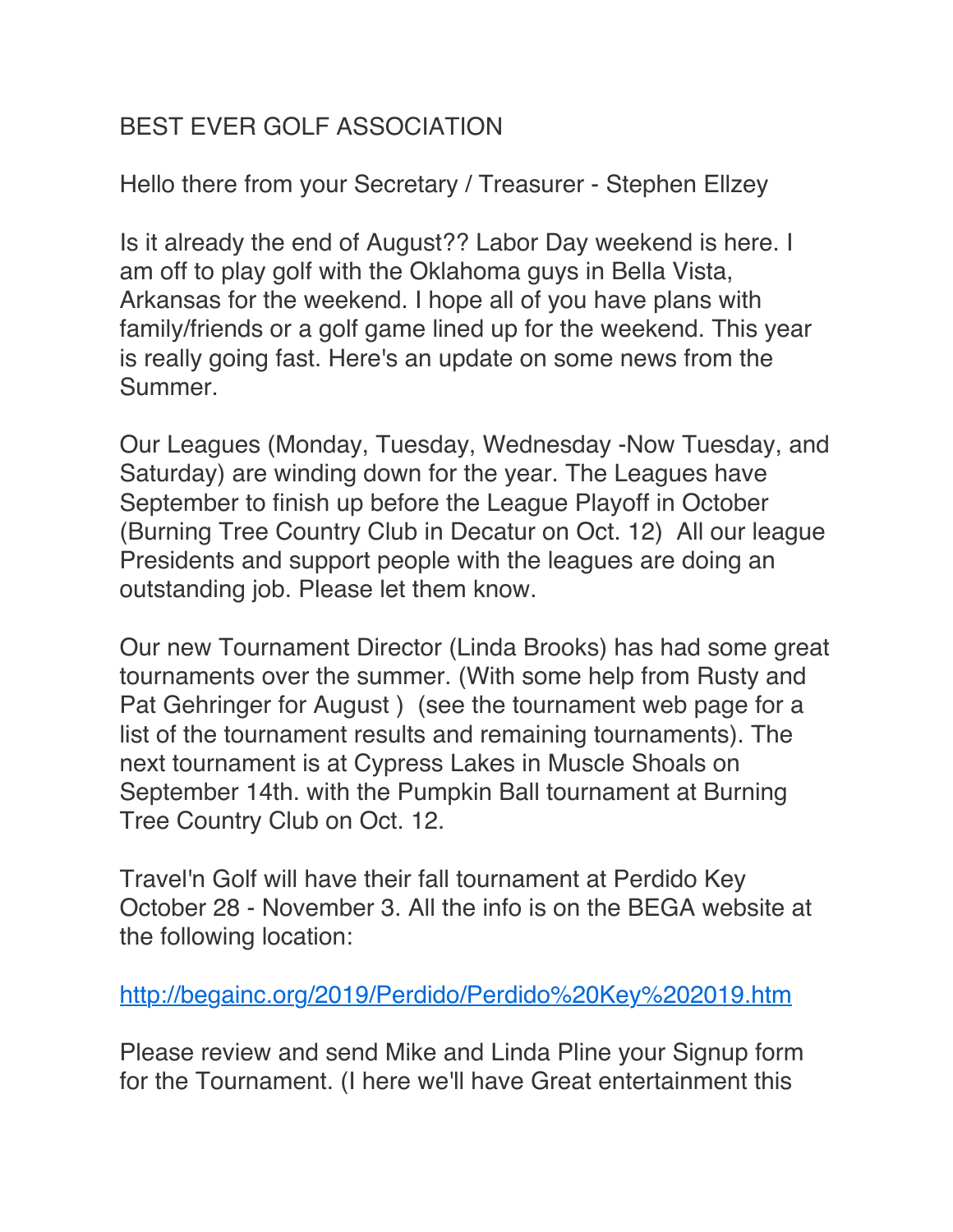BEST EVER GOLF ASSOCIATION

Hello there from your Secretary / Treasurer - Stephen Ellzey

Is it already the end of August?? Labor Day weekend is here. I am off to play golf with the Oklahoma guys in Bella Vista, Arkansas for the weekend. I hope all of you have plans with family/friends or a golf game lined up for the weekend. This year is really going fast. Here's an update on some news from the Summer.

Our Leagues (Monday, Tuesday, Wednesday -Now Tuesday, and Saturday) are winding down for the year. The Leagues have September to finish up before the League Playoff in October (Burning Tree Country Club in Decatur on Oct. 12) All our league Presidents and support people with the leagues are doing an outstanding job. Please let them know.

Our new Tournament Director (Linda Brooks) has had some great tournaments over the summer. (With some help from Rusty and Pat Gehringer for August ) (see the tournament web page for a list of the tournament results and remaining tournaments). The next tournament is at Cypress Lakes in Muscle Shoals on September 14th. with the Pumpkin Ball tournament at Burning Tree Country Club on Oct. 12.

Travel'n Golf will have their fall tournament at Perdido Key October 28 - November 3. All the info is on the BEGA website at the following location:

http://begainc.org/2019/Perdido/Perdido%20Key%202019.htm

Please review and send Mike and Linda Pline your Signup form for the Tournament. (I here we'll have Great entertainment this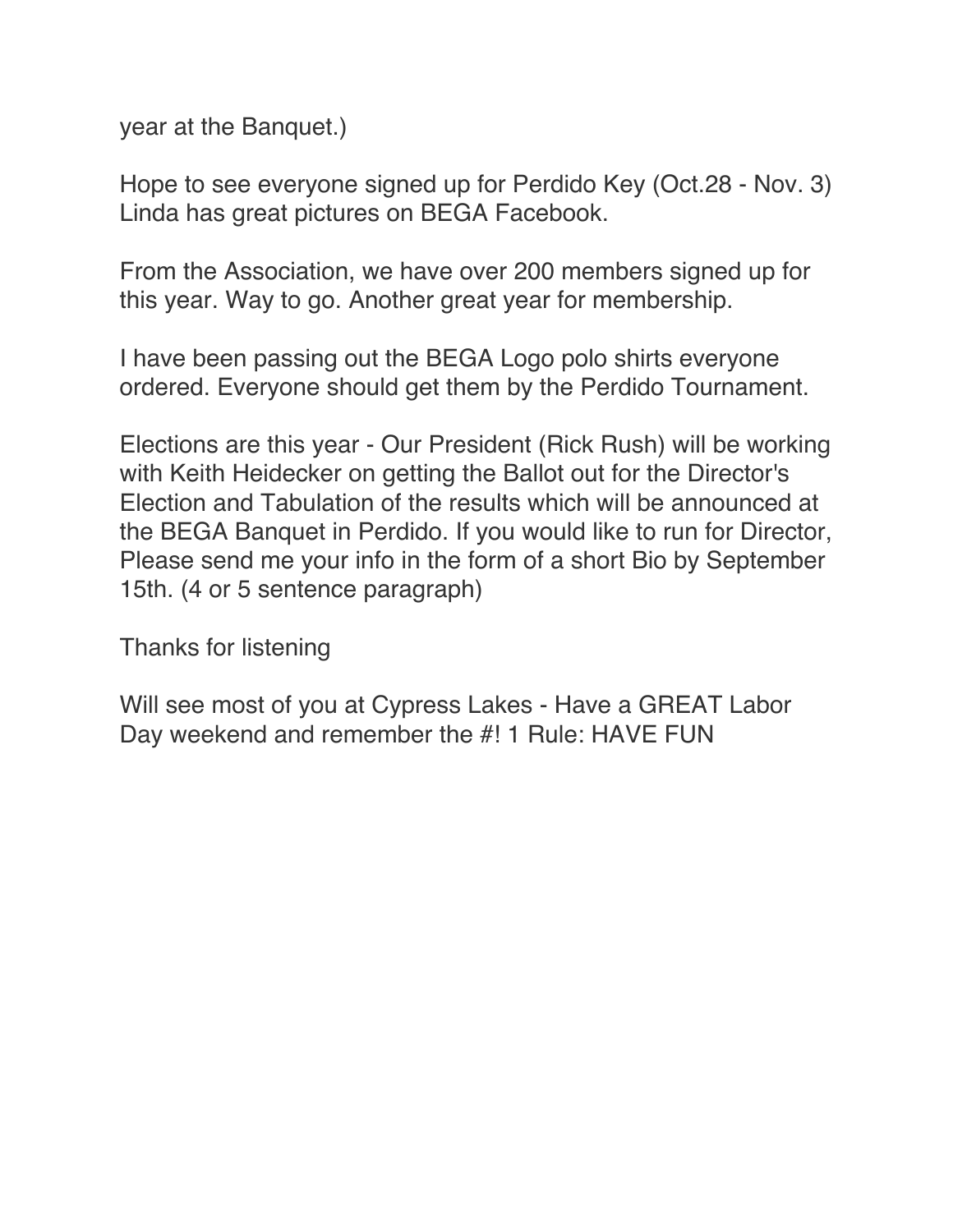year at the Banquet.)

Hope to see everyone signed up for Perdido Key (Oct.28 - Nov. 3) Linda has great pictures on BEGA Facebook.

From the Association, we have over 200 members signed up for this year. Way to go. Another great year for membership.

I have been passing out the BEGA Logo polo shirts everyone ordered. Everyone should get them by the Perdido Tournament.

Elections are this year - Our President (Rick Rush) will be working with Keith Heidecker on getting the Ballot out for the Director's Election and Tabulation of the results which will be announced at the BEGA Banquet in Perdido. If you would like to run for Director, Please send me your info in the form of a short Bio by September 15th. (4 or 5 sentence paragraph)

Thanks for listening

Will see most of you at Cypress Lakes - Have a GREAT Labor Day weekend and remember the #! 1 Rule: HAVE FUN